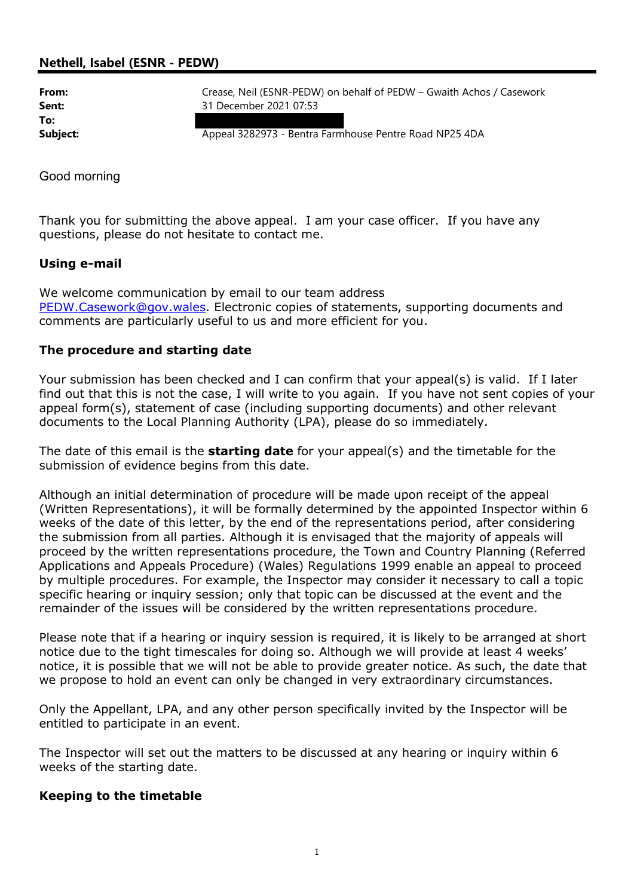## Nethell, Isabel (ESNR - PEDW)

| | |
|---|---|
| **From:** | Crease, Neil (ESNR-PEDW) on behalf of PEDW – Gwaith Achos / Casework |
| **Sent:** | 31 December 2021 07:53 |
| **To:** | |
| **Subject:** | Appeal 3282973 - Bentra Farmhouse Pentre Road NP25 4DA |

Good morning

Thank you for submitting the above appeal. I am your case officer. If you have any questions, please do not hesitate to contact me.

### Using e-mail

We welcome communication by email to our team address PEDW.Casework@gov.wales. Electronic copies of statements, supporting documents and comments are particularly useful to us and more efficient for you.

### The procedure and starting date

Your submission has been checked and I can confirm that your appeal(s) is valid. If I later find out that this is not the case, I will write to you again. If you have not sent copies of your appeal form(s), statement of case (including supporting documents) and other relevant documents to the Local Planning Authority (LPA), please do so immediately.

The date of this email is the **starting date** for your appeal(s) and the timetable for the submission of evidence begins from this date.

Although an initial determination of procedure will be made upon receipt of the appeal (Written Representations), it will be formally determined by the appointed Inspector within 6 weeks of the date of this letter, by the end of the representations period, after considering the submission from all parties. Although it is envisaged that the majority of appeals will proceed by the written representations procedure, the Town and Country Planning (Referred Applications and Appeals Procedure) (Wales) Regulations 1999 enable an appeal to proceed by multiple procedures. For example, the Inspector may consider it necessary to call a topic specific hearing or inquiry session; only that topic can be discussed at the event and the remainder of the issues will be considered by the written representations procedure.

Please note that if a hearing or inquiry session is required, it is likely to be arranged at short notice due to the tight timescales for doing so. Although we will provide at least 4 weeks' notice, it is possible that we will not be able to provide greater notice. As such, the date that we propose to hold an event can only be changed in very extraordinary circumstances.

Only the Appellant, LPA, and any other person specifically invited by the Inspector will be entitled to participate in an event.

The Inspector will set out the matters to be discussed at any hearing or inquiry within 6 weeks of the starting date.

### Keeping to the timetable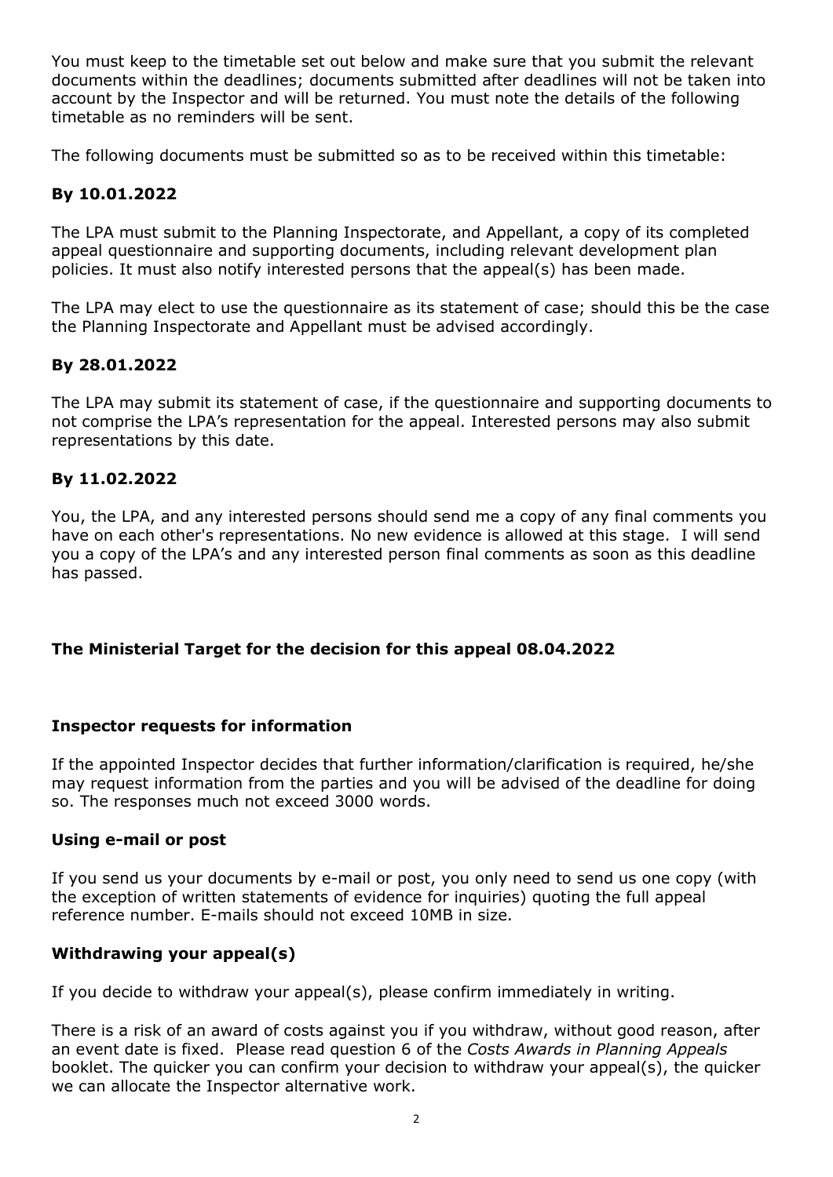You must keep to the timetable set out below and make sure that you submit the relevant documents within the deadlines; documents submitted after deadlines will not be taken into account by the Inspector and will be returned. You must note the details of the following timetable as no reminders will be sent.

The following documents must be submitted so as to be received within this timetable:

### By 10.01.2022

The LPA must submit to the Planning Inspectorate, and Appellant, a copy of its completed appeal questionnaire and supporting documents, including relevant development plan policies. It must also notify interested persons that the appeal(s) has been made.

The LPA may elect to use the questionnaire as its statement of case; should this be the case the Planning Inspectorate and Appellant must be advised accordingly.

### By 28.01.2022

The LPA may submit its statement of case, if the questionnaire and supporting documents to not comprise the LPA's representation for the appeal. Interested persons may also submit representations by this date.

### By 11.02.2022

You, the LPA, and any interested persons should send me a copy of any final comments you have on each other's representations. No new evidence is allowed at this stage. I will send you a copy of the LPA's and any interested person final comments as soon as this deadline has passed.

### The Ministerial Target for the decision for this appeal 08.04.2022

### Inspector requests for information

If the appointed Inspector decides that further information/clarification is required, he/she may request information from the parties and you will be advised of the deadline for doing so. The responses much not exceed 3000 words.

### Using e-mail or post

If you send us your documents by e-mail or post, you only need to send us one copy (with the exception of written statements of evidence for inquiries) quoting the full appeal reference number. E-mails should not exceed 10MB in size.

### Withdrawing your appeal(s)

If you decide to withdraw your appeal(s), please confirm immediately in writing.

There is a risk of an award of costs against you if you withdraw, without good reason, after an event date is fixed. Please read question 6 of the *Costs Awards in Planning Appeals* booklet. The quicker you can confirm your decision to withdraw your appeal(s), the quicker we can allocate the Inspector alternative work.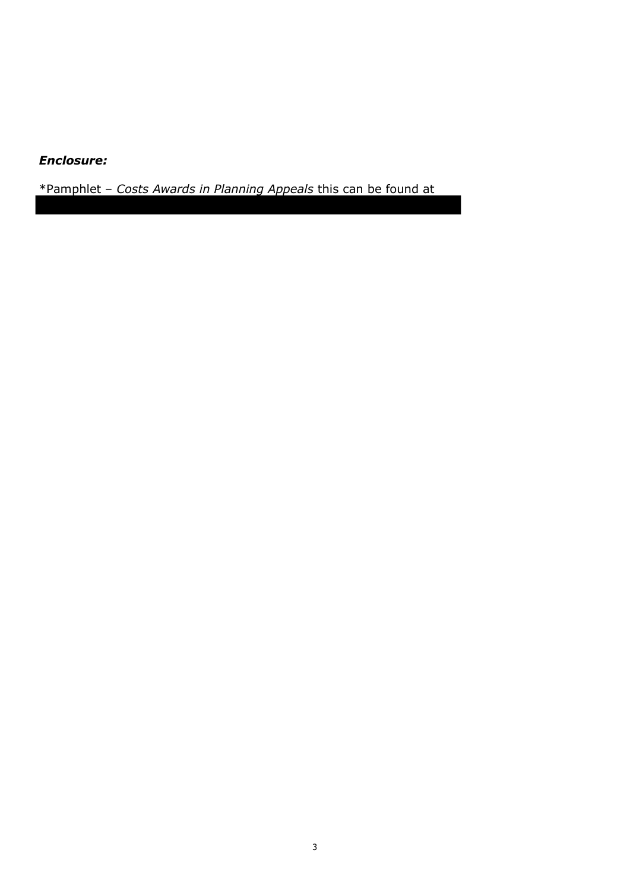***Enclosure:***

*Pamphlet – *Costs Awards in Planning Appeals* this can be found at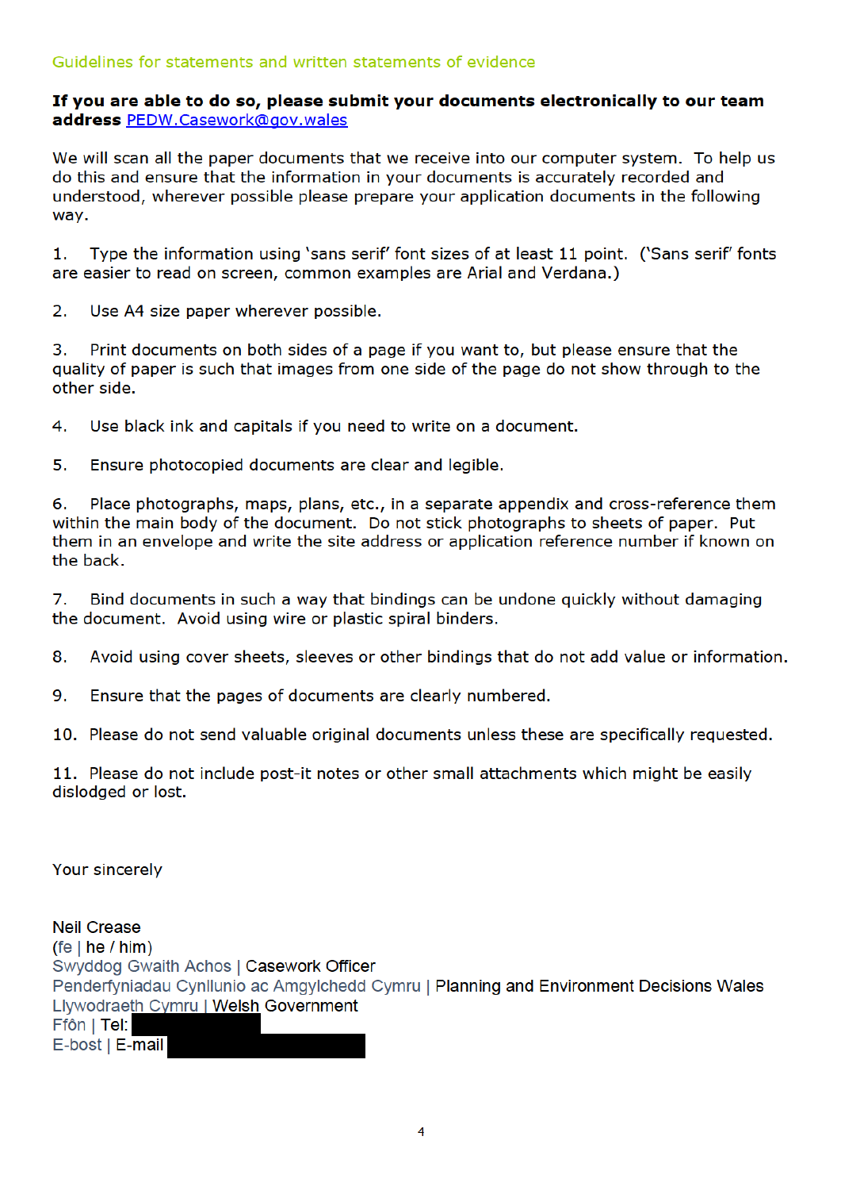## Guidelines for statements and written statements of evidence

**If you are able to do so, please submit your documents electronically to our team address PEDW.Casework@gov.wales**

We will scan all the paper documents that we receive into our computer system. To help us do this and ensure that the information in your documents is accurately recorded and understood, wherever possible please prepare your application documents in the following way.

1. Type the information using 'sans serif' font sizes of at least 11 point. ('Sans serif' fonts are easier to read on screen, common examples are Arial and Verdana.)

2. Use A4 size paper wherever possible.

3. Print documents on both sides of a page if you want to, but please ensure that the quality of paper is such that images from one side of the page do not show through to the other side.

4. Use black ink and capitals if you need to write on a document.

5. Ensure photocopied documents are clear and legible.

6. Place photographs, maps, plans, etc., in a separate appendix and cross-reference them within the main body of the document. Do not stick photographs to sheets of paper. Put them in an envelope and write the site address or application reference number if known on the back.

7. Bind documents in such a way that bindings can be undone quickly without damaging the document. Avoid using wire or plastic spiral binders.

8. Avoid using cover sheets, sleeves or other bindings that do not add value or information.

9. Ensure that the pages of documents are clearly numbered.

10. Please do not send valuable original documents unless these are specifically requested.

11. Please do not include post-it notes or other small attachments which might be easily dislodged or lost.

Your sincerely

Neil Crease
(fe | he / him)
Swyddog Gwaith Achos | Casework Officer
Penderfyniadau Cynllunio ac Amgylchedd Cymru | Planning and Environment Decisions Wales
Llywodraeth Cymru | Welsh Government
Ffôn | Tel:
E-bost | E-mail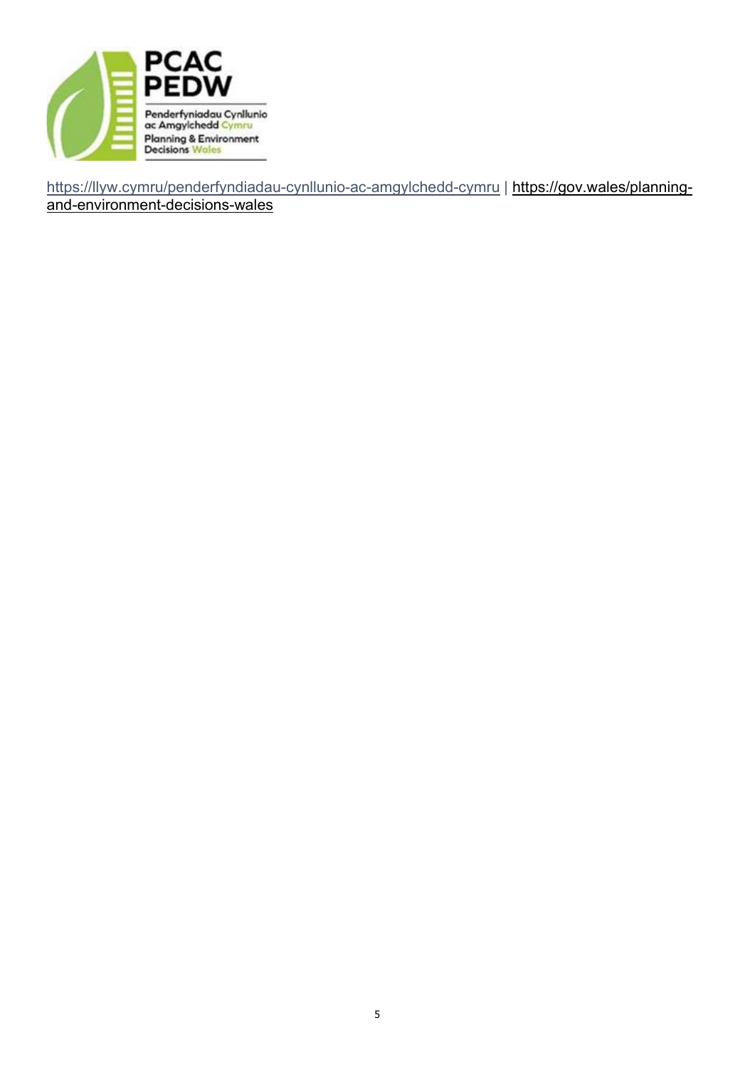PCAC
PEDW
Penderfyniadau Cynllunio ac Amgylchedd Cymru
Planning & Environment Decisions Wales

https://llyw.cymru/penderfyndiadau-cynllunio-ac-amgylchedd-cymru | https://gov.wales/planning-and-environment-decisions-wales